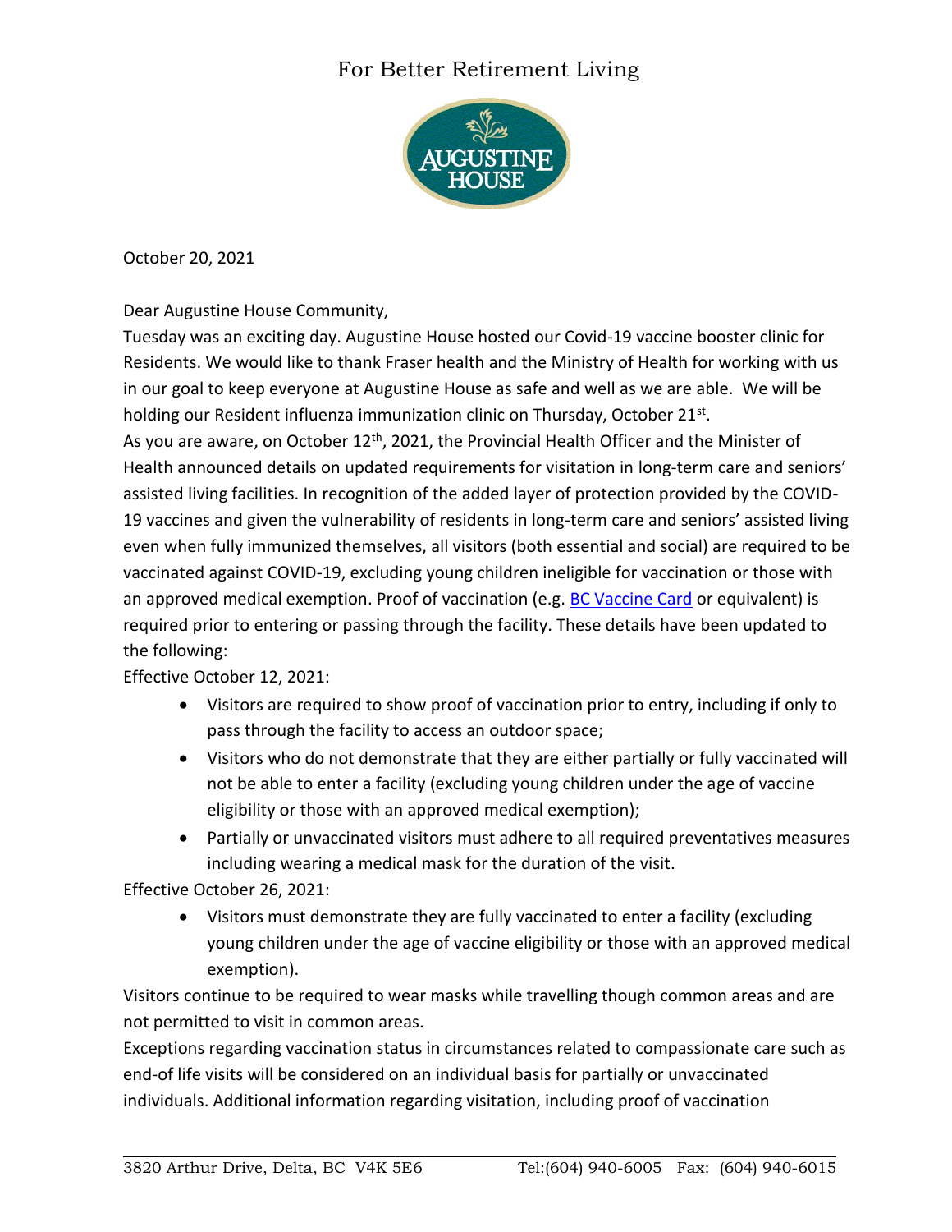For Better Retirement Living

AUGUSTINE HOUSE

October 20, 2021

Dear Augustine House Community,

Tuesday was an exciting day. Augustine House hosted our Covid-19 vaccine booster clinic for Residents. We would like to thank Fraser health and the Ministry of Health for working with us in our goal to keep everyone at Augustine House as safe and well as we are able. We will be holding our Resident influenza immunization clinic on Thursday, October 21st.

As you are aware, on October 12th, 2021, the Provincial Health Officer and the Minister of Health announced details on updated requirements for visitation in long-term care and seniors' assisted living facilities. In recognition of the added layer of protection provided by the COVID-19 vaccines and given the vulnerability of residents in long-term care and seniors' assisted living even when fully immunized themselves, all visitors (both essential and social) are required to be vaccinated against COVID-19, excluding young children ineligible for vaccination or those with an approved medical exemption. Proof of vaccination (e.g. BC Vaccine Card or equivalent) is required prior to entering or passing through the facility. These details have been updated to the following:

Effective October 12, 2021:

- Visitors are required to show proof of vaccination prior to entry, including if only to pass through the facility to access an outdoor space;
- Visitors who do not demonstrate that they are either partially or fully vaccinated will not be able to enter a facility (excluding young children under the age of vaccine eligibility or those with an approved medical exemption);
- Partially or unvaccinated visitors must adhere to all required preventatives measures including wearing a medical mask for the duration of the visit.

Effective October 26, 2021:

- Visitors must demonstrate they are fully vaccinated to enter a facility (excluding young children under the age of vaccine eligibility or those with an approved medical exemption).

Visitors continue to be required to wear masks while travelling though common areas and are not permitted to visit in common areas.

Exceptions regarding vaccination status in circumstances related to compassionate care such as end-of life visits will be considered on an individual basis for partially or unvaccinated individuals. Additional information regarding visitation, including proof of vaccination

3820 Arthur Drive, Delta, BC V4K 5E6 Tel:(604) 940-6005 Fax: (604) 940-6015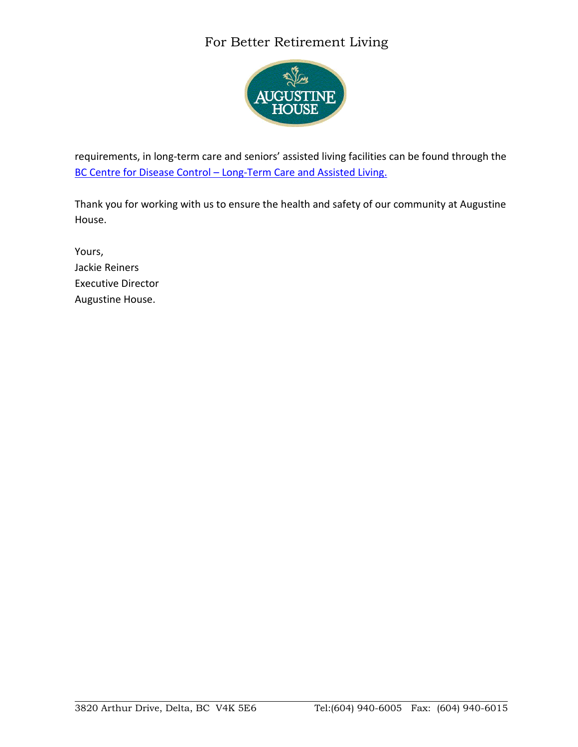requirements, in long-term care and seniors' assisted living facilities can be found through the BC Centre for Disease Control – Long-Term Care and Assisted Living.

Thank you for working with us to ensure the health and safety of our community at Augustine House.

Yours,  
Jackie Reiners  
Executive Director  
Augustine House.